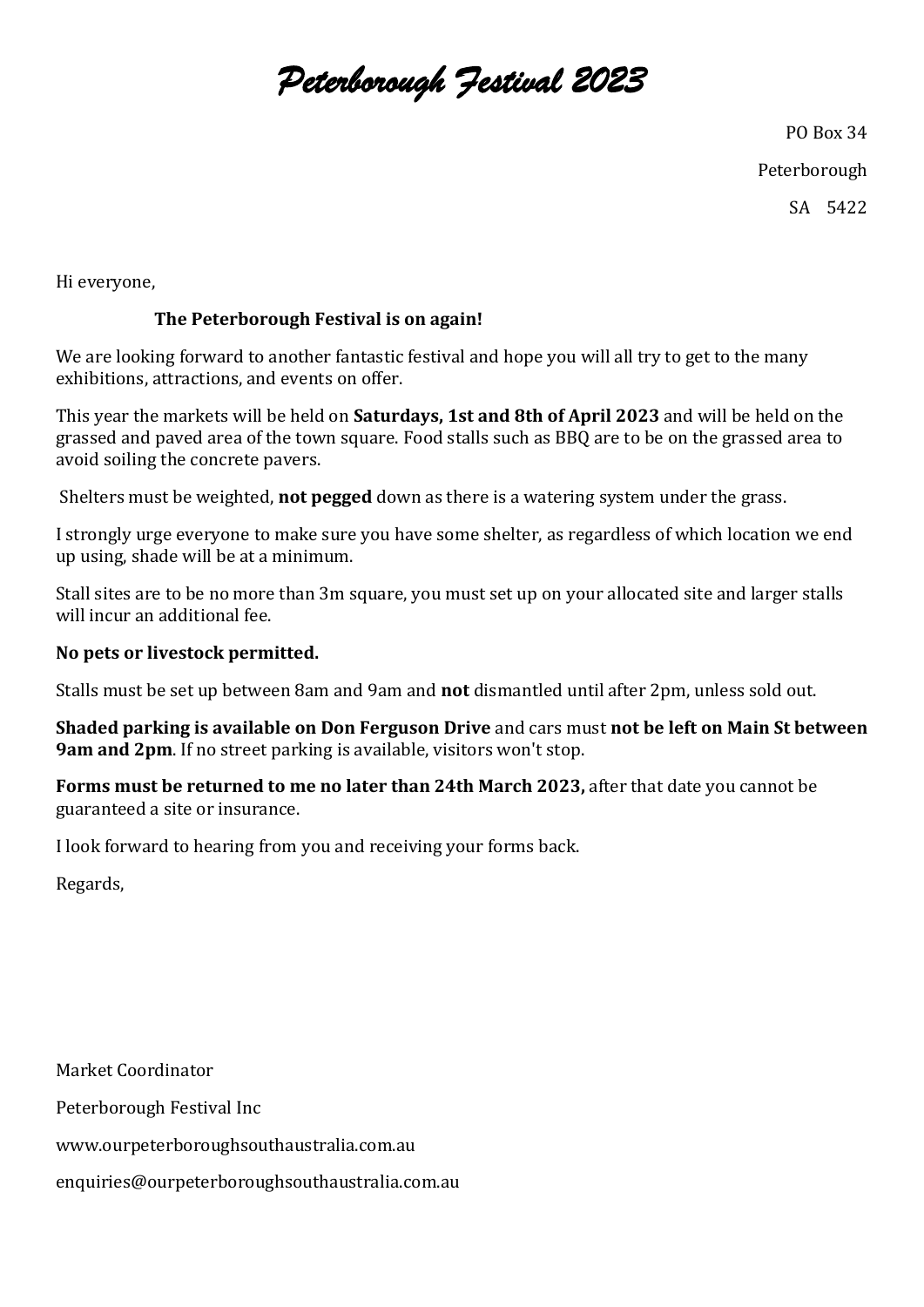# *Peterborough Festival 2023*

PO Box 34

Peterborough

SA 5422

Hi everyone,

**The Peterborough Festival is on again!**

We are looking forward to another fantastic festival and hope you will all try to get to the many exhibitions, attractions, and events on offer.

This year the markets will be held on **Saturdays, 1st and 8th of April 2023** and will be held on the grassed and paved area of the town square. Food stalls such as BBQ are to be on the grassed area to avoid soiling the concrete pavers.

Shelters must be weighted, **not pegged** down as there is a watering system under the grass.

I strongly urge everyone to make sure you have some shelter, as regardless of which location we end up using, shade will be at a minimum.

Stall sites are to be no more than 3m square, you must set up on your allocated site and larger stalls will incur an additional fee.

**No pets or livestock permitted.**

Stalls must be set up between 8am and 9am and **not** dismantled until after 2pm, unless sold out.

**Shaded parking is available on Don Ferguson Drive** and cars must **not be left on Main St between 9am and 2pm**. If no street parking is available, visitors won't stop.

**Forms must be returned to me no later than 24th March 2023,** after that date you cannot be guaranteed a site or insurance.

I look forward to hearing from you and receiving your forms back.

Regards,

Market Coordinator

Peterborough Festival Inc

www.ourpeterboroughsouthaustralia.com.au

enquiries@ourpeterboroughsouthaustralia.com.au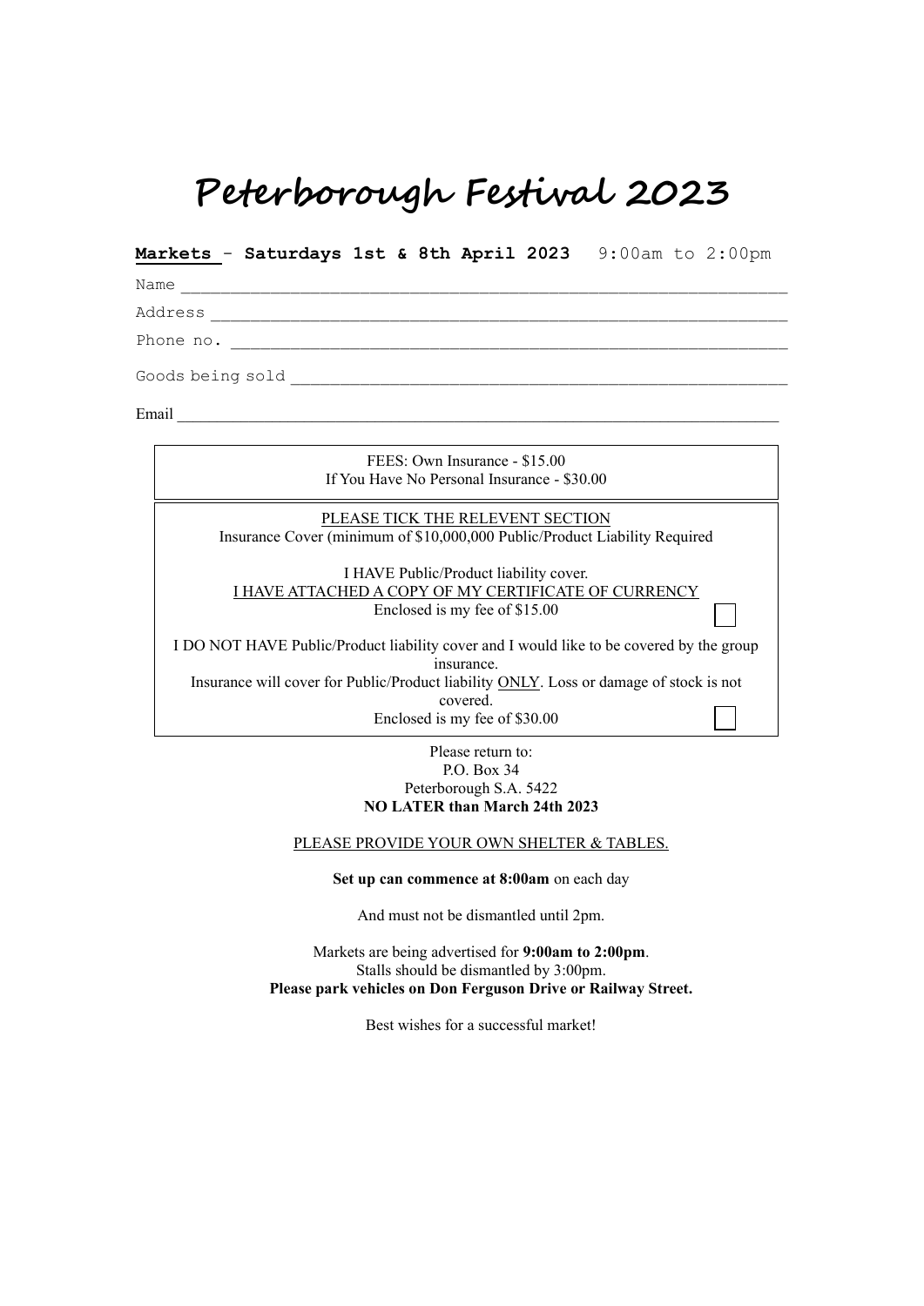# Peterborough Festival 2023

**Markets** - **Saturdays 1st & 8th April 2023** 9:00am to 2:00pm

Name ___________________________________________________________

Address ________________________________________________________

Phone no. ______________________________________________________

Goods being sold _______________________________________________

Email __________________________________________________________

FEES: Own Insurance - $15.00
If You Have No Personal Insurance - $30.00

PLEASE TICK THE RELEVENT SECTION
Insurance Cover (minimum of $10,000,000 Public/Product Liability Required

I HAVE Public/Product liability cover.
I HAVE ATTACHED A COPY OF MY CERTIFICATE OF CURRENCY
Enclosed is my fee of $15.00 ☐

I DO NOT HAVE Public/Product liability cover and I would like to be covered by the group insurance.
Insurance will cover for Public/Product liability ONLY. Loss or damage of stock is not covered.
Enclosed is my fee of $30.00 ☐

Please return to:
P.O. Box 34
Peterborough S.A. 5422
**NO LATER than March 24th 2023**

PLEASE PROVIDE YOUR OWN SHELTER & TABLES.

**Set up can commence at 8:00am** on each day

And must not be dismantled until 2pm.

Markets are being advertised for **9:00am to 2:00pm**.
Stalls should be dismantled by 3:00pm.
**Please park vehicles on Don Ferguson Drive or Railway Street.**

Best wishes for a successful market!